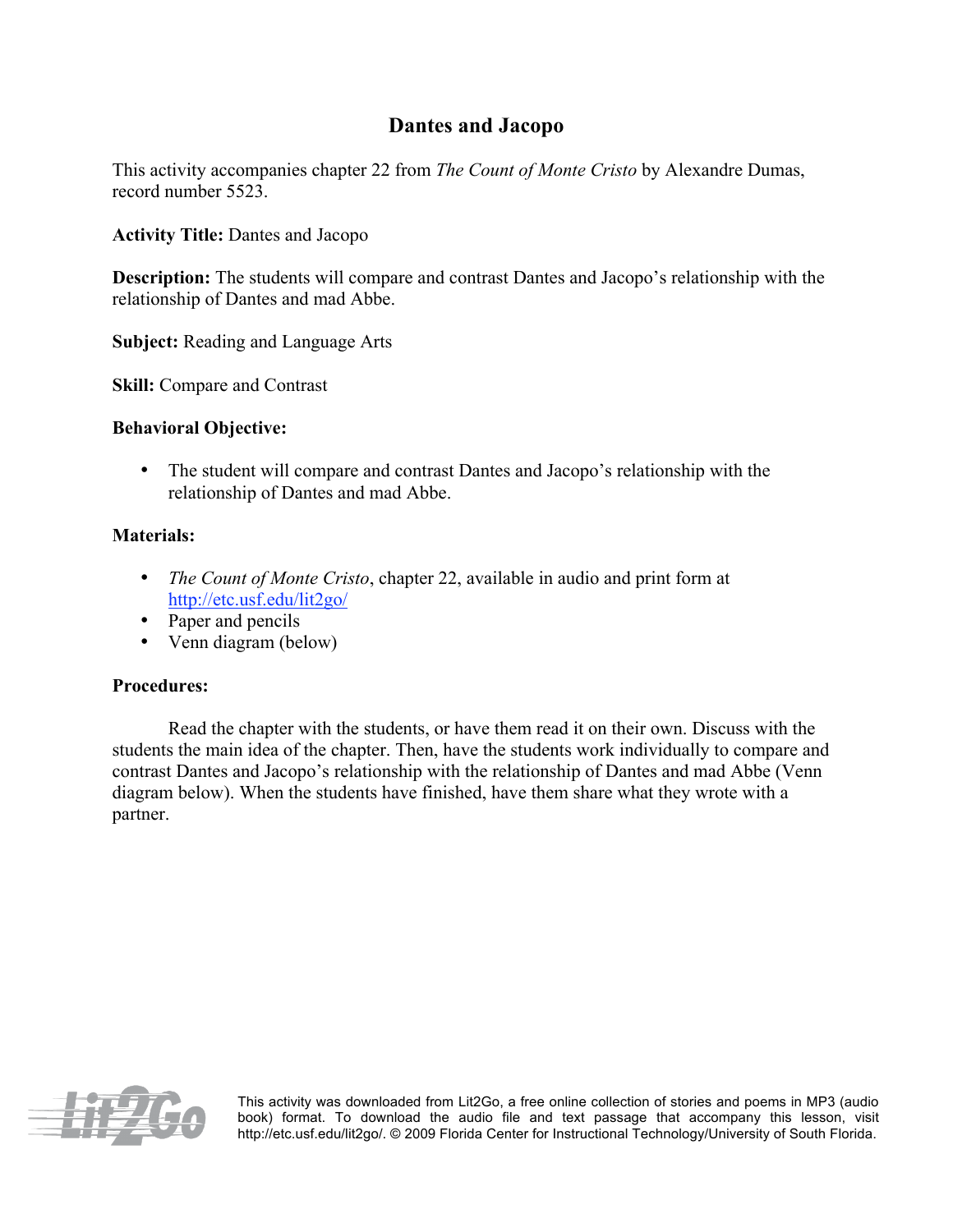# Dantes and Jacopo

This activity accompanies chapter 22 from *The Count of Monte Cristo* by Alexandre Dumas, record number 5523.

**Activity Title:** Dantes and Jacopo

**Description:** The students will compare and contrast Dantes and Jacopo's relationship with the relationship of Dantes and mad Abbe.

**Subject:** Reading and Language Arts

**Skill:** Compare and Contrast

**Behavioral Objective:**

- The student will compare and contrast Dantes and Jacopo's relationship with the relationship of Dantes and mad Abbe.

**Materials:**

- *The Count of Monte Cristo*, chapter 22, available in audio and print form at http://etc.usf.edu/lit2go/
- Paper and pencils
- Venn diagram (below)

**Procedures:**

Read the chapter with the students, or have them read it on their own. Discuss with the students the main idea of the chapter. Then, have the students work individually to compare and contrast Dantes and Jacopo's relationship with the relationship of Dantes and mad Abbe (Venn diagram below). When the students have finished, have them share what they wrote with a partner.

This activity was downloaded from Lit2Go, a free online collection of stories and poems in MP3 (audio book) format. To download the audio file and text passage that accompany this lesson, visit http://etc.usf.edu/lit2go/. © 2009 Florida Center for Instructional Technology/University of South Florida.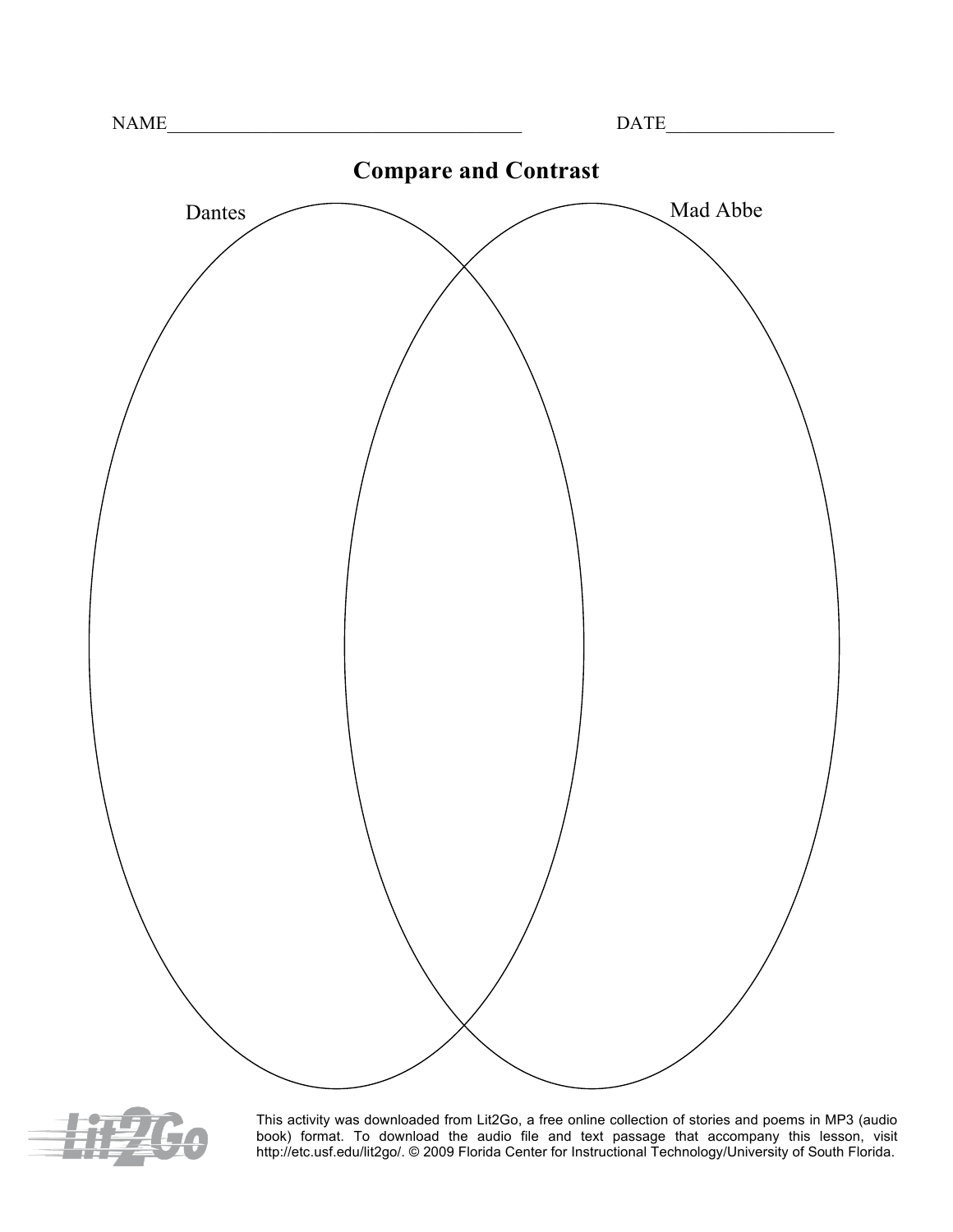NAME_______________________________________ DATE__________________

# Compare and Contrast

Dantes

Mad Abbe

This activity was downloaded from Lit2Go, a free online collection of stories and poems in MP3 (audio book) format. To download the audio file and text passage that accompany this lesson, visit http://etc.usf.edu/lit2go/. © 2009 Florida Center for Instructional Technology/University of South Florida.